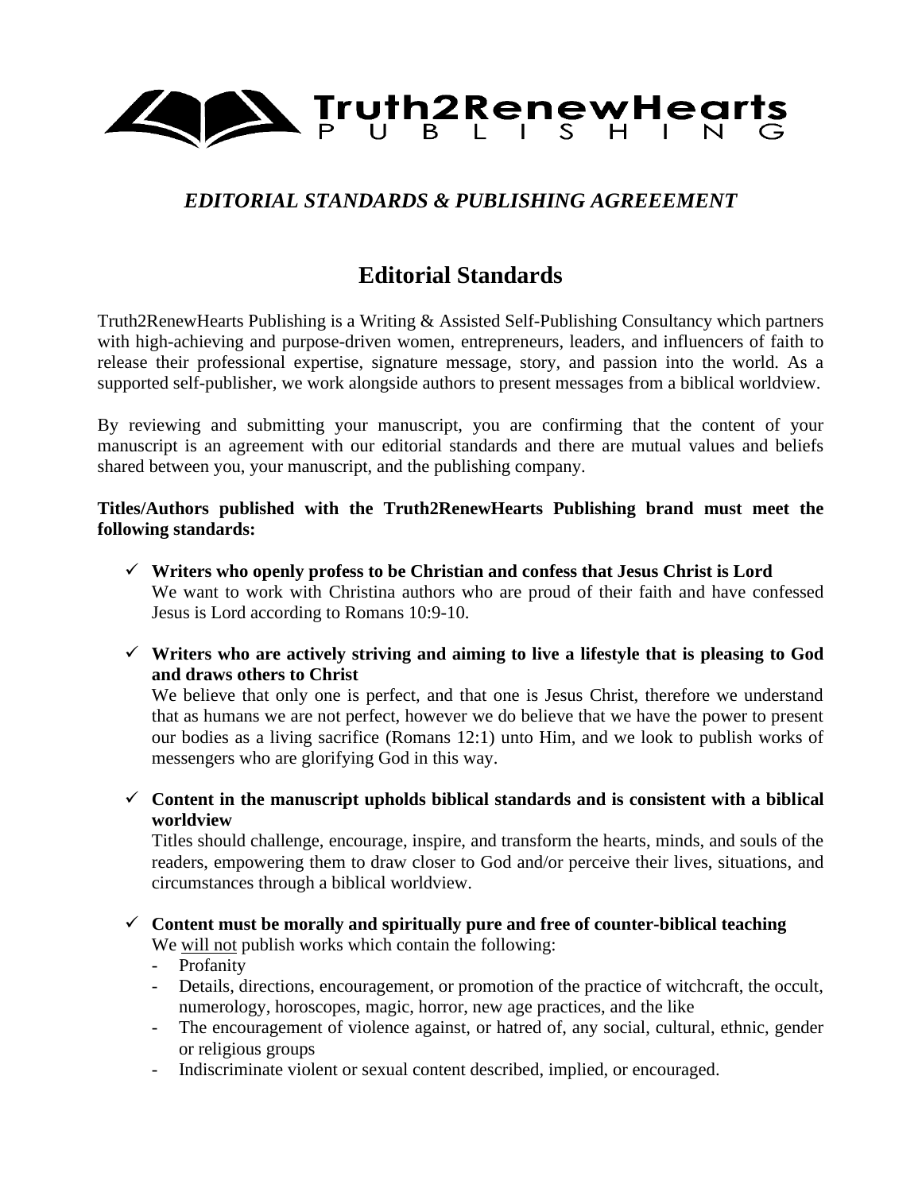# Truth2RenewHearts PUBLISHING

*EDITORIAL STANDARDS & PUBLISHING AGREEEMENT*

## Editorial Standards

Truth2RenewHearts Publishing is a Writing & Assisted Self-Publishing Consultancy which partners with high-achieving and purpose-driven women, entrepreneurs, leaders, and influencers of faith to release their professional expertise, signature message, story, and passion into the world. As a supported self-publisher, we work alongside authors to present messages from a biblical worldview.

By reviewing and submitting your manuscript, you are confirming that the content of your manuscript is an agreement with our editorial standards and there are mutual values and beliefs shared between you, your manuscript, and the publishing company.

**Titles/Authors published with the Truth2RenewHearts Publishing brand must meet the following standards:**

- ✓ **Writers who openly profess to be Christian and confess that Jesus Christ is Lord**
  We want to work with Christina authors who are proud of their faith and have confessed Jesus is Lord according to Romans 10:9-10.
- ✓ **Writers who are actively striving and aiming to live a lifestyle that is pleasing to God and draws others to Christ**
  We believe that only one is perfect, and that one is Jesus Christ, therefore we understand that as humans we are not perfect, however we do believe that we have the power to present our bodies as a living sacrifice (Romans 12:1) unto Him, and we look to publish works of messengers who are glorifying God in this way.
- ✓ **Content in the manuscript upholds biblical standards and is consistent with a biblical worldview**
  Titles should challenge, encourage, inspire, and transform the hearts, minds, and souls of the readers, empowering them to draw closer to God and/or perceive their lives, situations, and circumstances through a biblical worldview.
- ✓ **Content must be morally and spiritually pure and free of counter-biblical teaching**
  We <u>will not</u> publish works which contain the following:
  - Profanity
  - Details, directions, encouragement, or promotion of the practice of witchcraft, the occult, numerology, horoscopes, magic, horror, new age practices, and the like
  - The encouragement of violence against, or hatred of, any social, cultural, ethnic, gender or religious groups
  - Indiscriminate violent or sexual content described, implied, or encouraged.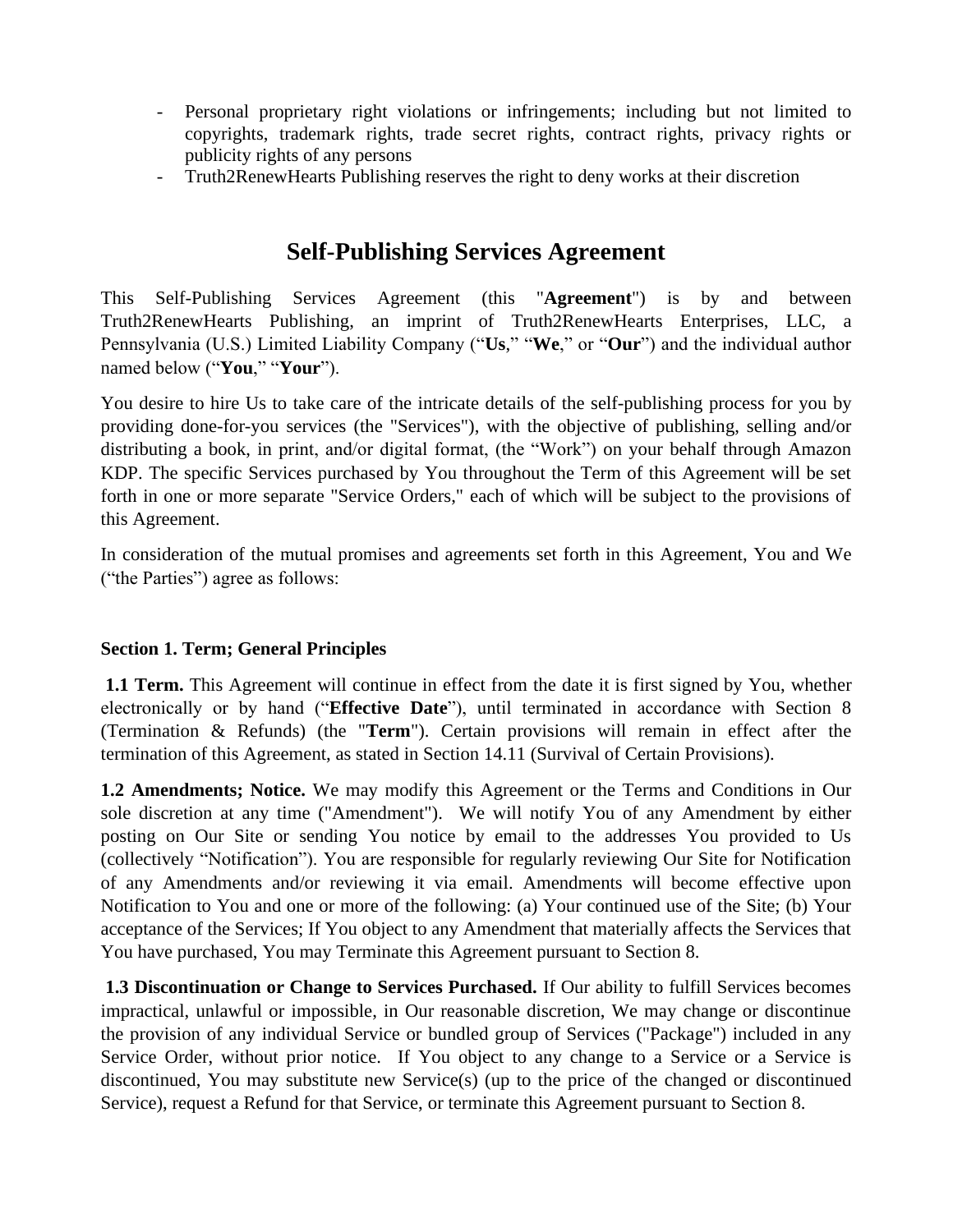- Personal proprietary right violations or infringements; including but not limited to copyrights, trademark rights, trade secret rights, contract rights, privacy rights or publicity rights of any persons
- Truth2RenewHearts Publishing reserves the right to deny works at their discretion

# Self-Publishing Services Agreement

This Self-Publishing Services Agreement (this "**Agreement**") is by and between Truth2RenewHearts Publishing, an imprint of Truth2RenewHearts Enterprises, LLC, a Pennsylvania (U.S.) Limited Liability Company ("**Us**," "**We**," or "**Our**") and the individual author named below ("**You**," "**Your**").

You desire to hire Us to take care of the intricate details of the self-publishing process for you by providing done-for-you services (the "Services"), with the objective of publishing, selling and/or distributing a book, in print, and/or digital format, (the "Work") on your behalf through Amazon KDP. The specific Services purchased by You throughout the Term of this Agreement will be set forth in one or more separate "Service Orders," each of which will be subject to the provisions of this Agreement.

In consideration of the mutual promises and agreements set forth in this Agreement, You and We ("the Parties") agree as follows:

### Section 1. Term; General Principles

**1.1 Term.** This Agreement will continue in effect from the date it is first signed by You, whether electronically or by hand ("**Effective Date**"), until terminated in accordance with Section 8 (Termination & Refunds) (the "**Term**"). Certain provisions will remain in effect after the termination of this Agreement, as stated in Section 14.11 (Survival of Certain Provisions).

**1.2 Amendments; Notice.** We may modify this Agreement or the Terms and Conditions in Our sole discretion at any time ("Amendment"). We will notify You of any Amendment by either posting on Our Site or sending You notice by email to the addresses You provided to Us (collectively "Notification"). You are responsible for regularly reviewing Our Site for Notification of any Amendments and/or reviewing it via email. Amendments will become effective upon Notification to You and one or more of the following: (a) Your continued use of the Site; (b) Your acceptance of the Services; If You object to any Amendment that materially affects the Services that You have purchased, You may Terminate this Agreement pursuant to Section 8.

**1.3 Discontinuation or Change to Services Purchased.** If Our ability to fulfill Services becomes impractical, unlawful or impossible, in Our reasonable discretion, We may change or discontinue the provision of any individual Service or bundled group of Services ("Package") included in any Service Order, without prior notice. If You object to any change to a Service or a Service is discontinued, You may substitute new Service(s) (up to the price of the changed or discontinued Service), request a Refund for that Service, or terminate this Agreement pursuant to Section 8.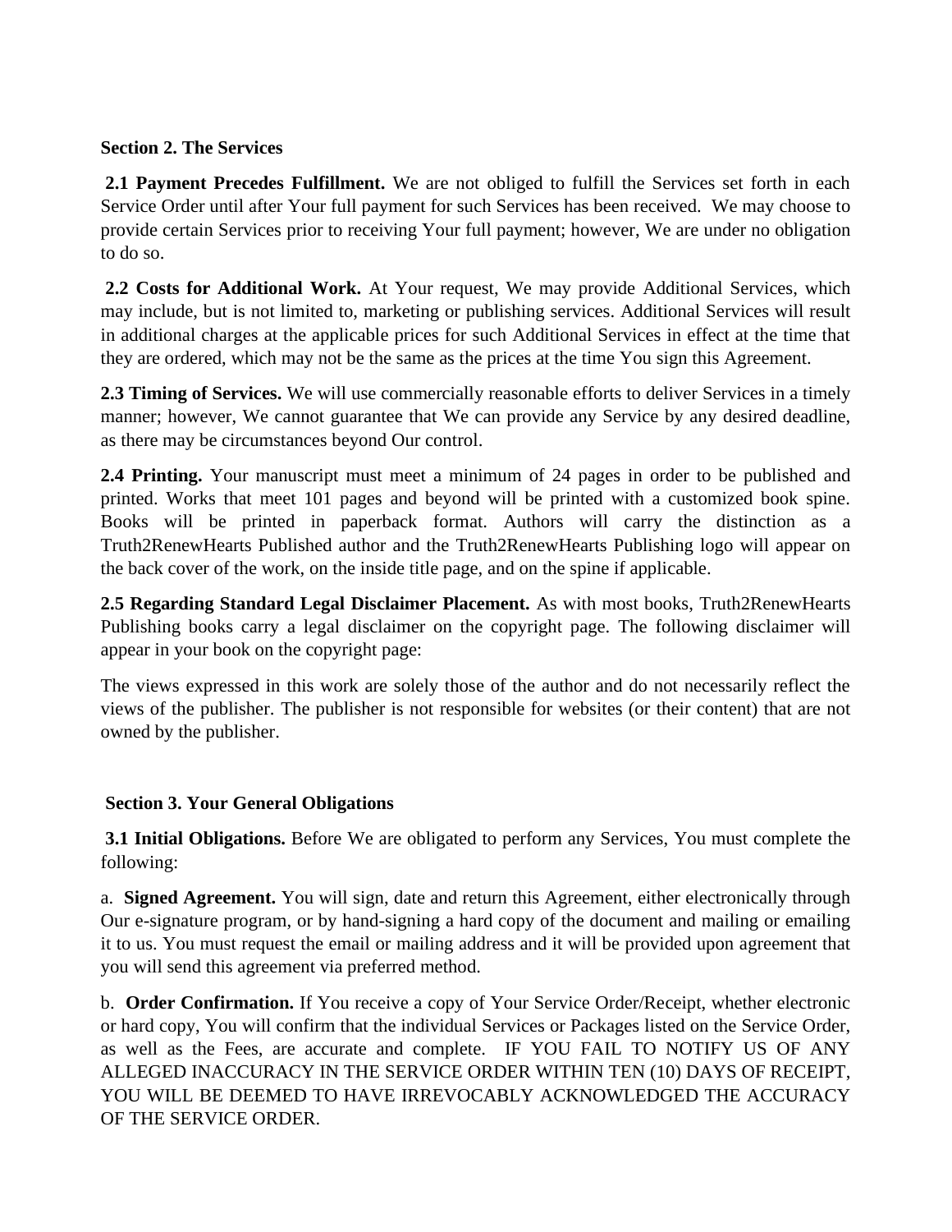**Section 2. The Services**

**2.1 Payment Precedes Fulfillment.** We are not obliged to fulfill the Services set forth in each Service Order until after Your full payment for such Services has been received. We may choose to provide certain Services prior to receiving Your full payment; however, We are under no obligation to do so.

**2.2 Costs for Additional Work.** At Your request, We may provide Additional Services, which may include, but is not limited to, marketing or publishing services. Additional Services will result in additional charges at the applicable prices for such Additional Services in effect at the time that they are ordered, which may not be the same as the prices at the time You sign this Agreement.

**2.3 Timing of Services.** We will use commercially reasonable efforts to deliver Services in a timely manner; however, We cannot guarantee that We can provide any Service by any desired deadline, as there may be circumstances beyond Our control.

**2.4 Printing.** Your manuscript must meet a minimum of 24 pages in order to be published and printed. Works that meet 101 pages and beyond will be printed with a customized book spine. Books will be printed in paperback format. Authors will carry the distinction as a Truth2RenewHearts Published author and the Truth2RenewHearts Publishing logo will appear on the back cover of the work, on the inside title page, and on the spine if applicable.

**2.5 Regarding Standard Legal Disclaimer Placement.** As with most books, Truth2RenewHearts Publishing books carry a legal disclaimer on the copyright page. The following disclaimer will appear in your book on the copyright page:

The views expressed in this work are solely those of the author and do not necessarily reflect the views of the publisher. The publisher is not responsible for websites (or their content) that are not owned by the publisher.

**Section 3. Your General Obligations**

**3.1 Initial Obligations.** Before We are obligated to perform any Services, You must complete the following:

a. **Signed Agreement.** You will sign, date and return this Agreement, either electronically through Our e-signature program, or by hand-signing a hard copy of the document and mailing or emailing it to us. You must request the email or mailing address and it will be provided upon agreement that you will send this agreement via preferred method.

b. **Order Confirmation.** If You receive a copy of Your Service Order/Receipt, whether electronic or hard copy, You will confirm that the individual Services or Packages listed on the Service Order, as well as the Fees, are accurate and complete. IF YOU FAIL TO NOTIFY US OF ANY ALLEGED INACCURACY IN THE SERVICE ORDER WITHIN TEN (10) DAYS OF RECEIPT, YOU WILL BE DEEMED TO HAVE IRREVOCABLY ACKNOWLEDGED THE ACCURACY OF THE SERVICE ORDER.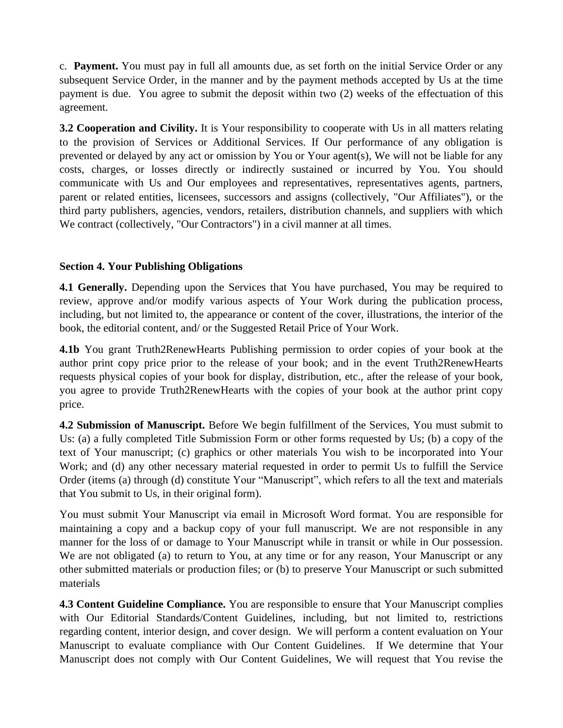c. **Payment.** You must pay in full all amounts due, as set forth on the initial Service Order or any subsequent Service Order, in the manner and by the payment methods accepted by Us at the time payment is due. You agree to submit the deposit within two (2) weeks of the effectuation of this agreement.

**3.2 Cooperation and Civility.** It is Your responsibility to cooperate with Us in all matters relating to the provision of Services or Additional Services. If Our performance of any obligation is prevented or delayed by any act or omission by You or Your agent(s), We will not be liable for any costs, charges, or losses directly or indirectly sustained or incurred by You. You should communicate with Us and Our employees and representatives, representatives agents, partners, parent or related entities, licensees, successors and assigns (collectively, "Our Affiliates"), or the third party publishers, agencies, vendors, retailers, distribution channels, and suppliers with which We contract (collectively, "Our Contractors") in a civil manner at all times.

### Section 4. Your Publishing Obligations

**4.1 Generally.** Depending upon the Services that You have purchased, You may be required to review, approve and/or modify various aspects of Your Work during the publication process, including, but not limited to, the appearance or content of the cover, illustrations, the interior of the book, the editorial content, and/ or the Suggested Retail Price of Your Work.

**4.1b** You grant Truth2RenewHearts Publishing permission to order copies of your book at the author print copy price prior to the release of your book; and in the event Truth2RenewHearts requests physical copies of your book for display, distribution, etc., after the release of your book, you agree to provide Truth2RenewHearts with the copies of your book at the author print copy price.

**4.2 Submission of Manuscript.** Before We begin fulfillment of the Services, You must submit to Us: (a) a fully completed Title Submission Form or other forms requested by Us; (b) a copy of the text of Your manuscript; (c) graphics or other materials You wish to be incorporated into Your Work; and (d) any other necessary material requested in order to permit Us to fulfill the Service Order (items (a) through (d) constitute Your "Manuscript", which refers to all the text and materials that You submit to Us, in their original form).

You must submit Your Manuscript via email in Microsoft Word format. You are responsible for maintaining a copy and a backup copy of your full manuscript. We are not responsible in any manner for the loss of or damage to Your Manuscript while in transit or while in Our possession. We are not obligated (a) to return to You, at any time or for any reason, Your Manuscript or any other submitted materials or production files; or (b) to preserve Your Manuscript or such submitted materials

**4.3 Content Guideline Compliance.** You are responsible to ensure that Your Manuscript complies with Our Editorial Standards/Content Guidelines, including, but not limited to, restrictions regarding content, interior design, and cover design. We will perform a content evaluation on Your Manuscript to evaluate compliance with Our Content Guidelines. If We determine that Your Manuscript does not comply with Our Content Guidelines, We will request that You revise the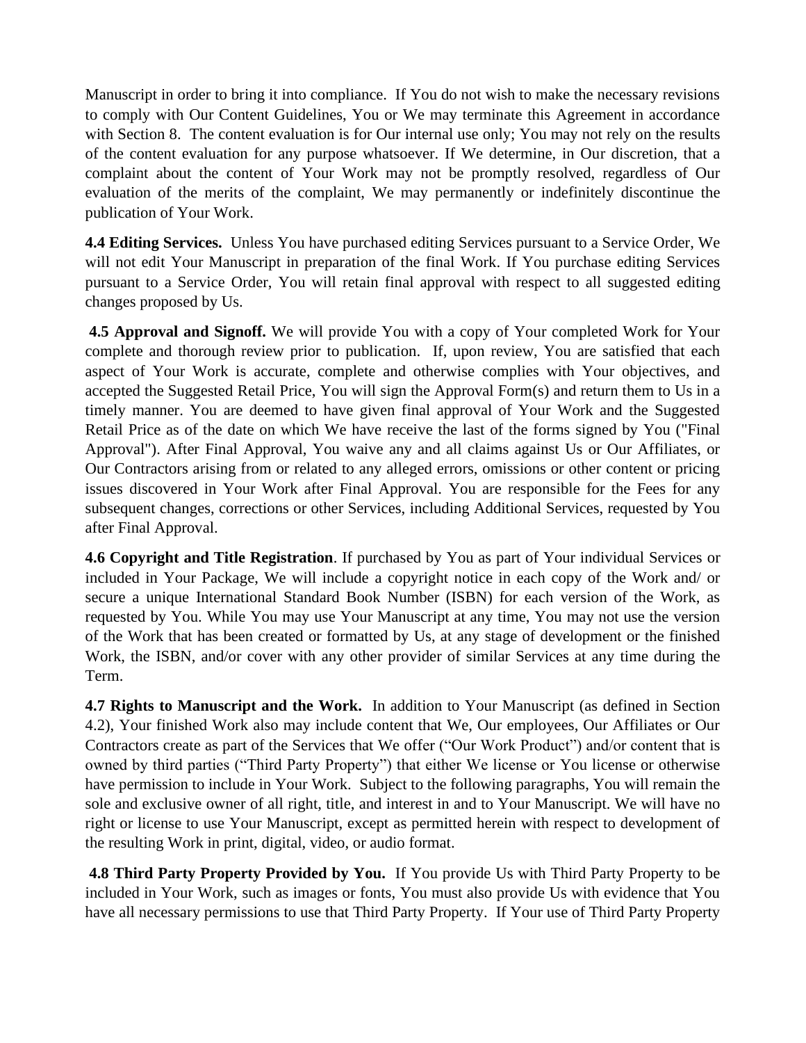Manuscript in order to bring it into compliance. If You do not wish to make the necessary revisions to comply with Our Content Guidelines, You or We may terminate this Agreement in accordance with Section 8. The content evaluation is for Our internal use only; You may not rely on the results of the content evaluation for any purpose whatsoever. If We determine, in Our discretion, that a complaint about the content of Your Work may not be promptly resolved, regardless of Our evaluation of the merits of the complaint, We may permanently or indefinitely discontinue the publication of Your Work.

**4.4 Editing Services.** Unless You have purchased editing Services pursuant to a Service Order, We will not edit Your Manuscript in preparation of the final Work. If You purchase editing Services pursuant to a Service Order, You will retain final approval with respect to all suggested editing changes proposed by Us.

**4.5 Approval and Signoff.** We will provide You with a copy of Your completed Work for Your complete and thorough review prior to publication. If, upon review, You are satisfied that each aspect of Your Work is accurate, complete and otherwise complies with Your objectives, and accepted the Suggested Retail Price, You will sign the Approval Form(s) and return them to Us in a timely manner. You are deemed to have given final approval of Your Work and the Suggested Retail Price as of the date on which We have receive the last of the forms signed by You ("Final Approval"). After Final Approval, You waive any and all claims against Us or Our Affiliates, or Our Contractors arising from or related to any alleged errors, omissions or other content or pricing issues discovered in Your Work after Final Approval. You are responsible for the Fees for any subsequent changes, corrections or other Services, including Additional Services, requested by You after Final Approval.

**4.6 Copyright and Title Registration**. If purchased by You as part of Your individual Services or included in Your Package, We will include a copyright notice in each copy of the Work and/ or secure a unique International Standard Book Number (ISBN) for each version of the Work, as requested by You. While You may use Your Manuscript at any time, You may not use the version of the Work that has been created or formatted by Us, at any stage of development or the finished Work, the ISBN, and/or cover with any other provider of similar Services at any time during the Term.

**4.7 Rights to Manuscript and the Work.** In addition to Your Manuscript (as defined in Section 4.2), Your finished Work also may include content that We, Our employees, Our Affiliates or Our Contractors create as part of the Services that We offer ("Our Work Product") and/or content that is owned by third parties ("Third Party Property") that either We license or You license or otherwise have permission to include in Your Work. Subject to the following paragraphs, You will remain the sole and exclusive owner of all right, title, and interest in and to Your Manuscript. We will have no right or license to use Your Manuscript, except as permitted herein with respect to development of the resulting Work in print, digital, video, or audio format.

**4.8 Third Party Property Provided by You.** If You provide Us with Third Party Property to be included in Your Work, such as images or fonts, You must also provide Us with evidence that You have all necessary permissions to use that Third Party Property. If Your use of Third Party Property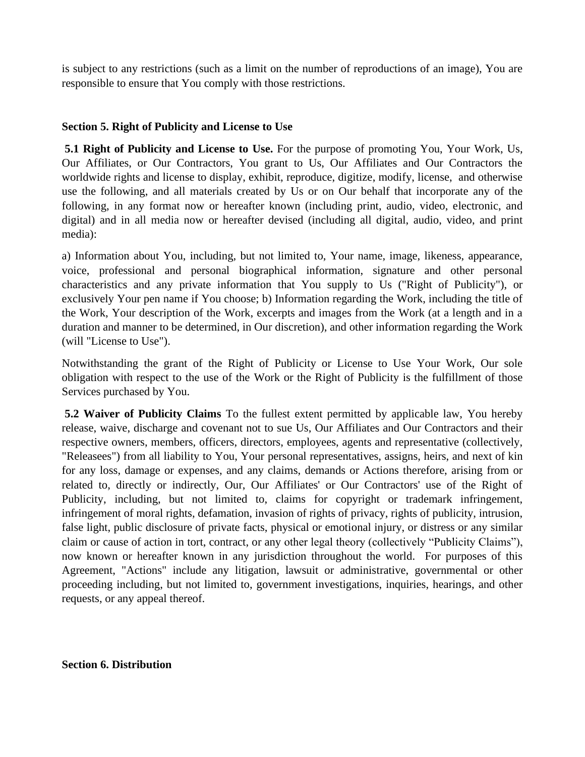is subject to any restrictions (such as a limit on the number of reproductions of an image), You are responsible to ensure that You comply with those restrictions.

**Section 5. Right of Publicity and License to Use**

**5.1 Right of Publicity and License to Use.** For the purpose of promoting You, Your Work, Us, Our Affiliates, or Our Contractors, You grant to Us, Our Affiliates and Our Contractors the worldwide rights and license to display, exhibit, reproduce, digitize, modify, license, and otherwise use the following, and all materials created by Us or on Our behalf that incorporate any of the following, in any format now or hereafter known (including print, audio, video, electronic, and digital) and in all media now or hereafter devised (including all digital, audio, video, and print media):

a) Information about You, including, but not limited to, Your name, image, likeness, appearance, voice, professional and personal biographical information, signature and other personal characteristics and any private information that You supply to Us ("Right of Publicity"), or exclusively Your pen name if You choose; b) Information regarding the Work, including the title of the Work, Your description of the Work, excerpts and images from the Work (at a length and in a duration and manner to be determined, in Our discretion), and other information regarding the Work (will "License to Use").

Notwithstanding the grant of the Right of Publicity or License to Use Your Work, Our sole obligation with respect to the use of the Work or the Right of Publicity is the fulfillment of those Services purchased by You.

**5.2 Waiver of Publicity Claims** To the fullest extent permitted by applicable law, You hereby release, waive, discharge and covenant not to sue Us, Our Affiliates and Our Contractors and their respective owners, members, officers, directors, employees, agents and representative (collectively, "Releasees") from all liability to You, Your personal representatives, assigns, heirs, and next of kin for any loss, damage or expenses, and any claims, demands or Actions therefore, arising from or related to, directly or indirectly, Our, Our Affiliates' or Our Contractors' use of the Right of Publicity, including, but not limited to, claims for copyright or trademark infringement, infringement of moral rights, defamation, invasion of rights of privacy, rights of publicity, intrusion, false light, public disclosure of private facts, physical or emotional injury, or distress or any similar claim or cause of action in tort, contract, or any other legal theory (collectively "Publicity Claims"), now known or hereafter known in any jurisdiction throughout the world. For purposes of this Agreement, "Actions" include any litigation, lawsuit or administrative, governmental or other proceeding including, but not limited to, government investigations, inquiries, hearings, and other requests, or any appeal thereof.

**Section 6. Distribution**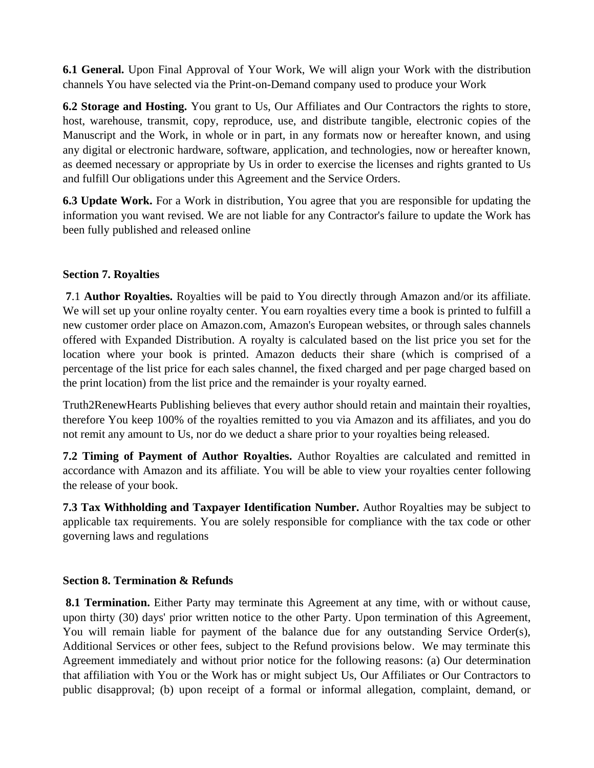**6.1 General.** Upon Final Approval of Your Work, We will align your Work with the distribution channels You have selected via the Print-on-Demand company used to produce your Work

**6.2 Storage and Hosting.** You grant to Us, Our Affiliates and Our Contractors the rights to store, host, warehouse, transmit, copy, reproduce, use, and distribute tangible, electronic copies of the Manuscript and the Work, in whole or in part, in any formats now or hereafter known, and using any digital or electronic hardware, software, application, and technologies, now or hereafter known, as deemed necessary or appropriate by Us in order to exercise the licenses and rights granted to Us and fulfill Our obligations under this Agreement and the Service Orders.

**6.3 Update Work.** For a Work in distribution, You agree that you are responsible for updating the information you want revised. We are not liable for any Contractor's failure to update the Work has been fully published and released online

## Section 7. Royalties

**7.1 Author Royalties.** Royalties will be paid to You directly through Amazon and/or its affiliate. We will set up your online royalty center. You earn royalties every time a book is printed to fulfill a new customer order place on Amazon.com, Amazon's European websites, or through sales channels offered with Expanded Distribution. A royalty is calculated based on the list price you set for the location where your book is printed. Amazon deducts their share (which is comprised of a percentage of the list price for each sales channel, the fixed charged and per page charged based on the print location) from the list price and the remainder is your royalty earned.

Truth2RenewHearts Publishing believes that every author should retain and maintain their royalties, therefore You keep 100% of the royalties remitted to you via Amazon and its affiliates, and you do not remit any amount to Us, nor do we deduct a share prior to your royalties being released.

**7.2 Timing of Payment of Author Royalties.** Author Royalties are calculated and remitted in accordance with Amazon and its affiliate. You will be able to view your royalties center following the release of your book.

**7.3 Tax Withholding and Taxpayer Identification Number.** Author Royalties may be subject to applicable tax requirements. You are solely responsible for compliance with the tax code or other governing laws and regulations

## Section 8. Termination & Refunds

**8.1 Termination.** Either Party may terminate this Agreement at any time, with or without cause, upon thirty (30) days' prior written notice to the other Party. Upon termination of this Agreement, You will remain liable for payment of the balance due for any outstanding Service Order(s), Additional Services or other fees, subject to the Refund provisions below. We may terminate this Agreement immediately and without prior notice for the following reasons: (a) Our determination that affiliation with You or the Work has or might subject Us, Our Affiliates or Our Contractors to public disapproval; (b) upon receipt of a formal or informal allegation, complaint, demand, or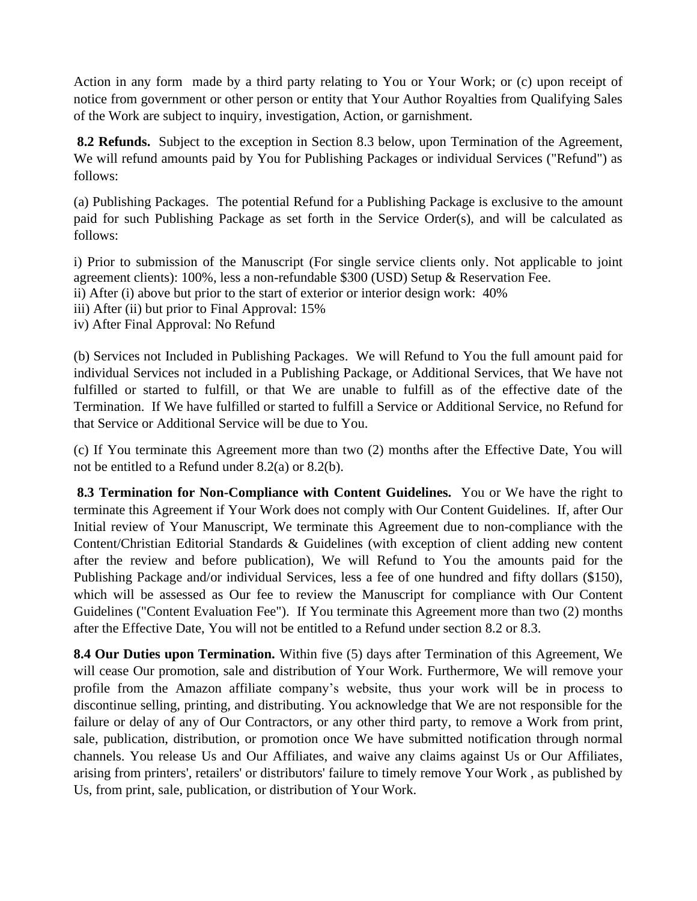Action in any form made by a third party relating to You or Your Work; or (c) upon receipt of notice from government or other person or entity that Your Author Royalties from Qualifying Sales of the Work are subject to inquiry, investigation, Action, or garnishment.

**8.2 Refunds.** Subject to the exception in Section 8.3 below, upon Termination of the Agreement, We will refund amounts paid by You for Publishing Packages or individual Services ("Refund") as follows:

(a) Publishing Packages. The potential Refund for a Publishing Package is exclusive to the amount paid for such Publishing Package as set forth in the Service Order(s), and will be calculated as follows:

i) Prior to submission of the Manuscript (For single service clients only. Not applicable to joint agreement clients): 100%, less a non-refundable $300 (USD) Setup & Reservation Fee.
ii) After (i) above but prior to the start of exterior or interior design work: 40%
iii) After (ii) but prior to Final Approval: 15%
iv) After Final Approval: No Refund

(b) Services not Included in Publishing Packages. We will Refund to You the full amount paid for individual Services not included in a Publishing Package, or Additional Services, that We have not fulfilled or started to fulfill, or that We are unable to fulfill as of the effective date of the Termination. If We have fulfilled or started to fulfill a Service or Additional Service, no Refund for that Service or Additional Service will be due to You.

(c) If You terminate this Agreement more than two (2) months after the Effective Date, You will not be entitled to a Refund under 8.2(a) or 8.2(b).

**8.3 Termination for Non-Compliance with Content Guidelines.** You or We have the right to terminate this Agreement if Your Work does not comply with Our Content Guidelines. If, after Our Initial review of Your Manuscript, We terminate this Agreement due to non-compliance with the Content/Christian Editorial Standards & Guidelines (with exception of client adding new content after the review and before publication), We will Refund to You the amounts paid for the Publishing Package and/or individual Services, less a fee of one hundred and fifty dollars ($150), which will be assessed as Our fee to review the Manuscript for compliance with Our Content Guidelines ("Content Evaluation Fee"). If You terminate this Agreement more than two (2) months after the Effective Date, You will not be entitled to a Refund under section 8.2 or 8.3.

**8.4 Our Duties upon Termination.** Within five (5) days after Termination of this Agreement, We will cease Our promotion, sale and distribution of Your Work. Furthermore, We will remove your profile from the Amazon affiliate company's website, thus your work will be in process to discontinue selling, printing, and distributing. You acknowledge that We are not responsible for the failure or delay of any of Our Contractors, or any other third party, to remove a Work from print, sale, publication, distribution, or promotion once We have submitted notification through normal channels. You release Us and Our Affiliates, and waive any claims against Us or Our Affiliates, arising from printers', retailers' or distributors' failure to timely remove Your Work , as published by Us, from print, sale, publication, or distribution of Your Work.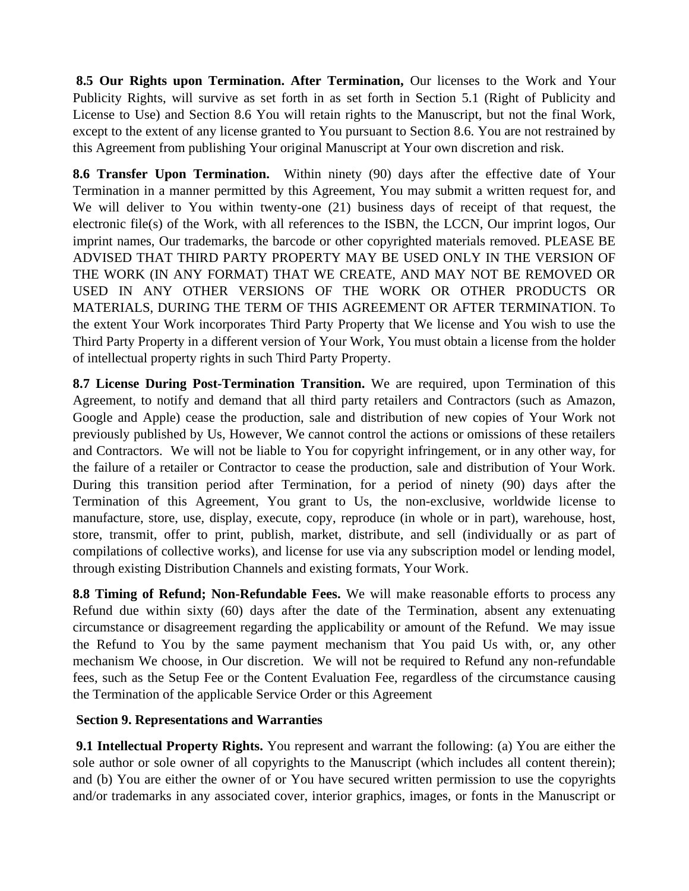**8.5 Our Rights upon Termination. After Termination,** Our licenses to the Work and Your Publicity Rights, will survive as set forth in as set forth in Section 5.1 (Right of Publicity and License to Use) and Section 8.6 You will retain rights to the Manuscript, but not the final Work, except to the extent of any license granted to You pursuant to Section 8.6. You are not restrained by this Agreement from publishing Your original Manuscript at Your own discretion and risk.

**8.6 Transfer Upon Termination.** Within ninety (90) days after the effective date of Your Termination in a manner permitted by this Agreement, You may submit a written request for, and We will deliver to You within twenty-one (21) business days of receipt of that request, the electronic file(s) of the Work, with all references to the ISBN, the LCCN, Our imprint logos, Our imprint names, Our trademarks, the barcode or other copyrighted materials removed. PLEASE BE ADVISED THAT THIRD PARTY PROPERTY MAY BE USED ONLY IN THE VERSION OF THE WORK (IN ANY FORMAT) THAT WE CREATE, AND MAY NOT BE REMOVED OR USED IN ANY OTHER VERSIONS OF THE WORK OR OTHER PRODUCTS OR MATERIALS, DURING THE TERM OF THIS AGREEMENT OR AFTER TERMINATION. To the extent Your Work incorporates Third Party Property that We license and You wish to use the Third Party Property in a different version of Your Work, You must obtain a license from the holder of intellectual property rights in such Third Party Property.

**8.7 License During Post-Termination Transition.** We are required, upon Termination of this Agreement, to notify and demand that all third party retailers and Contractors (such as Amazon, Google and Apple) cease the production, sale and distribution of new copies of Your Work not previously published by Us, However, We cannot control the actions or omissions of these retailers and Contractors. We will not be liable to You for copyright infringement, or in any other way, for the failure of a retailer or Contractor to cease the production, sale and distribution of Your Work. During this transition period after Termination, for a period of ninety (90) days after the Termination of this Agreement, You grant to Us, the non-exclusive, worldwide license to manufacture, store, use, display, execute, copy, reproduce (in whole or in part), warehouse, host, store, transmit, offer to print, publish, market, distribute, and sell (individually or as part of compilations of collective works), and license for use via any subscription model or lending model, through existing Distribution Channels and existing formats, Your Work.

**8.8 Timing of Refund; Non-Refundable Fees.** We will make reasonable efforts to process any Refund due within sixty (60) days after the date of the Termination, absent any extenuating circumstance or disagreement regarding the applicability or amount of the Refund. We may issue the Refund to You by the same payment mechanism that You paid Us with, or, any other mechanism We choose, in Our discretion. We will not be required to Refund any non-refundable fees, such as the Setup Fee or the Content Evaluation Fee, regardless of the circumstance causing the Termination of the applicable Service Order or this Agreement

**Section 9. Representations and Warranties**

**9.1 Intellectual Property Rights.** You represent and warrant the following: (a) You are either the sole author or sole owner of all copyrights to the Manuscript (which includes all content therein); and (b) You are either the owner of or You have secured written permission to use the copyrights and/or trademarks in any associated cover, interior graphics, images, or fonts in the Manuscript or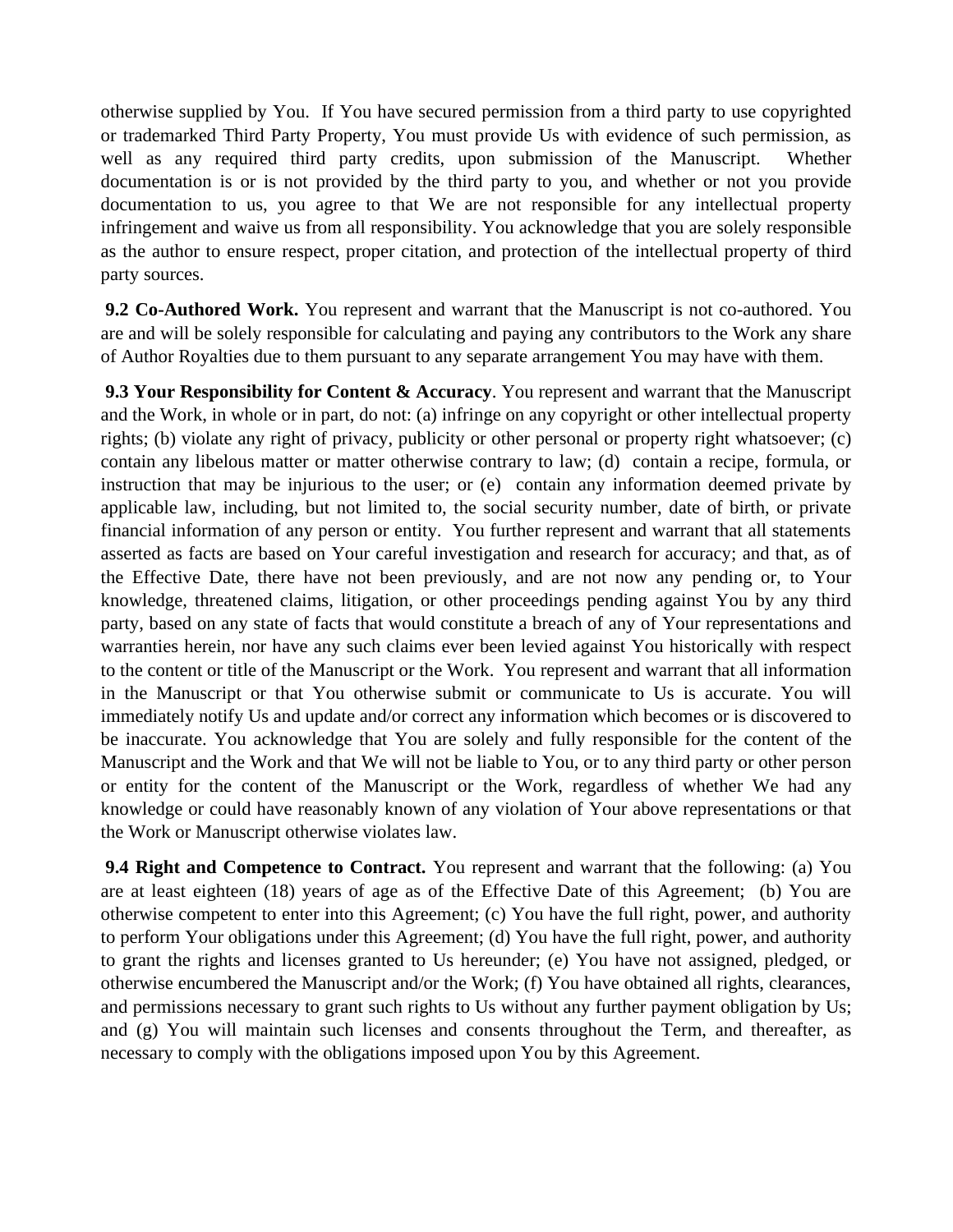otherwise supplied by You. If You have secured permission from a third party to use copyrighted or trademarked Third Party Property, You must provide Us with evidence of such permission, as well as any required third party credits, upon submission of the Manuscript. Whether documentation is or is not provided by the third party to you, and whether or not you provide documentation to us, you agree to that We are not responsible for any intellectual property infringement and waive us from all responsibility. You acknowledge that you are solely responsible as the author to ensure respect, proper citation, and protection of the intellectual property of third party sources.

**9.2 Co-Authored Work.** You represent and warrant that the Manuscript is not co-authored. You are and will be solely responsible for calculating and paying any contributors to the Work any share of Author Royalties due to them pursuant to any separate arrangement You may have with them.

**9.3 Your Responsibility for Content & Accuracy**. You represent and warrant that the Manuscript and the Work, in whole or in part, do not: (a) infringe on any copyright or other intellectual property rights; (b) violate any right of privacy, publicity or other personal or property right whatsoever; (c) contain any libelous matter or matter otherwise contrary to law; (d) contain a recipe, formula, or instruction that may be injurious to the user; or (e) contain any information deemed private by applicable law, including, but not limited to, the social security number, date of birth, or private financial information of any person or entity. You further represent and warrant that all statements asserted as facts are based on Your careful investigation and research for accuracy; and that, as of the Effective Date, there have not been previously, and are not now any pending or, to Your knowledge, threatened claims, litigation, or other proceedings pending against You by any third party, based on any state of facts that would constitute a breach of any of Your representations and warranties herein, nor have any such claims ever been levied against You historically with respect to the content or title of the Manuscript or the Work. You represent and warrant that all information in the Manuscript or that You otherwise submit or communicate to Us is accurate. You will immediately notify Us and update and/or correct any information which becomes or is discovered to be inaccurate. You acknowledge that You are solely and fully responsible for the content of the Manuscript and the Work and that We will not be liable to You, or to any third party or other person or entity for the content of the Manuscript or the Work, regardless of whether We had any knowledge or could have reasonably known of any violation of Your above representations or that the Work or Manuscript otherwise violates law.

**9.4 Right and Competence to Contract.** You represent and warrant that the following: (a) You are at least eighteen (18) years of age as of the Effective Date of this Agreement; (b) You are otherwise competent to enter into this Agreement; (c) You have the full right, power, and authority to perform Your obligations under this Agreement; (d) You have the full right, power, and authority to grant the rights and licenses granted to Us hereunder; (e) You have not assigned, pledged, or otherwise encumbered the Manuscript and/or the Work; (f) You have obtained all rights, clearances, and permissions necessary to grant such rights to Us without any further payment obligation by Us; and (g) You will maintain such licenses and consents throughout the Term, and thereafter, as necessary to comply with the obligations imposed upon You by this Agreement.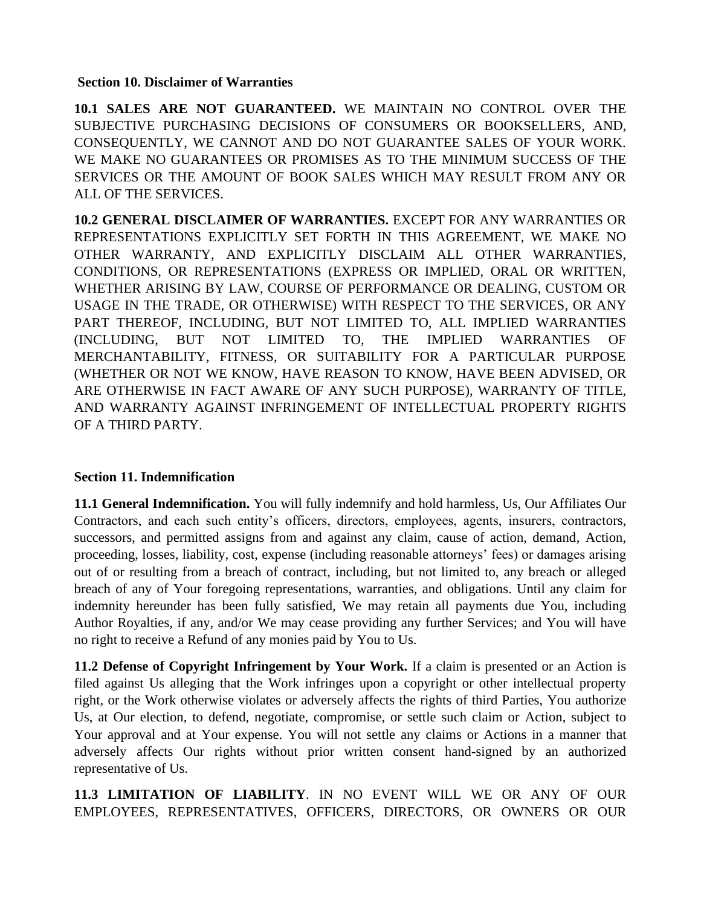**Section 10. Disclaimer of Warranties**

**10.1 SALES ARE NOT GUARANTEED.** WE MAINTAIN NO CONTROL OVER THE SUBJECTIVE PURCHASING DECISIONS OF CONSUMERS OR BOOKSELLERS, AND, CONSEQUENTLY, WE CANNOT AND DO NOT GUARANTEE SALES OF YOUR WORK. WE MAKE NO GUARANTEES OR PROMISES AS TO THE MINIMUM SUCCESS OF THE SERVICES OR THE AMOUNT OF BOOK SALES WHICH MAY RESULT FROM ANY OR ALL OF THE SERVICES.

**10.2 GENERAL DISCLAIMER OF WARRANTIES.** EXCEPT FOR ANY WARRANTIES OR REPRESENTATIONS EXPLICITLY SET FORTH IN THIS AGREEMENT, WE MAKE NO OTHER WARRANTY, AND EXPLICITLY DISCLAIM ALL OTHER WARRANTIES, CONDITIONS, OR REPRESENTATIONS (EXPRESS OR IMPLIED, ORAL OR WRITTEN, WHETHER ARISING BY LAW, COURSE OF PERFORMANCE OR DEALING, CUSTOM OR USAGE IN THE TRADE, OR OTHERWISE) WITH RESPECT TO THE SERVICES, OR ANY PART THEREOF, INCLUDING, BUT NOT LIMITED TO, ALL IMPLIED WARRANTIES (INCLUDING, BUT NOT LIMITED TO, THE IMPLIED WARRANTIES OF MERCHANTABILITY, FITNESS, OR SUITABILITY FOR A PARTICULAR PURPOSE (WHETHER OR NOT WE KNOW, HAVE REASON TO KNOW, HAVE BEEN ADVISED, OR ARE OTHERWISE IN FACT AWARE OF ANY SUCH PURPOSE), WARRANTY OF TITLE, AND WARRANTY AGAINST INFRINGEMENT OF INTELLECTUAL PROPERTY RIGHTS OF A THIRD PARTY.

**Section 11. Indemnification**

**11.1 General Indemnification.** You will fully indemnify and hold harmless, Us, Our Affiliates Our Contractors, and each such entity's officers, directors, employees, agents, insurers, contractors, successors, and permitted assigns from and against any claim, cause of action, demand, Action, proceeding, losses, liability, cost, expense (including reasonable attorneys' fees) or damages arising out of or resulting from a breach of contract, including, but not limited to, any breach or alleged breach of any of Your foregoing representations, warranties, and obligations. Until any claim for indemnity hereunder has been fully satisfied, We may retain all payments due You, including Author Royalties, if any, and/or We may cease providing any further Services; and You will have no right to receive a Refund of any monies paid by You to Us.

**11.2 Defense of Copyright Infringement by Your Work.** If a claim is presented or an Action is filed against Us alleging that the Work infringes upon a copyright or other intellectual property right, or the Work otherwise violates or adversely affects the rights of third Parties, You authorize Us, at Our election, to defend, negotiate, compromise, or settle such claim or Action, subject to Your approval and at Your expense. You will not settle any claims or Actions in a manner that adversely affects Our rights without prior written consent hand-signed by an authorized representative of Us.

**11.3 LIMITATION OF LIABILITY**. IN NO EVENT WILL WE OR ANY OF OUR EMPLOYEES, REPRESENTATIVES, OFFICERS, DIRECTORS, OR OWNERS OR OUR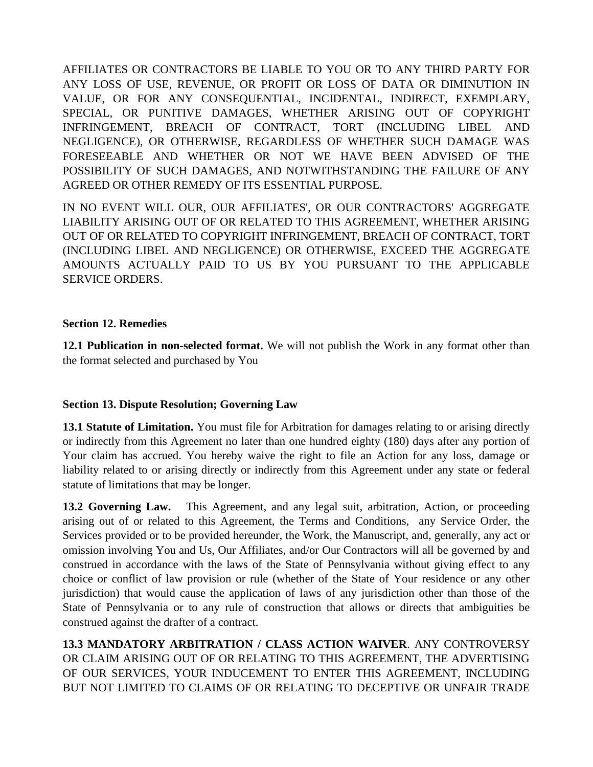AFFILIATES OR CONTRACTORS BE LIABLE TO YOU OR TO ANY THIRD PARTY FOR ANY LOSS OF USE, REVENUE, OR PROFIT OR LOSS OF DATA OR DIMINUTION IN VALUE, OR FOR ANY CONSEQUENTIAL, INCIDENTAL, INDIRECT, EXEMPLARY, SPECIAL, OR PUNITIVE DAMAGES, WHETHER ARISING OUT OF COPYRIGHT INFRINGEMENT, BREACH OF CONTRACT, TORT (INCLUDING LIBEL AND NEGLIGENCE), OR OTHERWISE, REGARDLESS OF WHETHER SUCH DAMAGE WAS FORESEEABLE AND WHETHER OR NOT WE HAVE BEEN ADVISED OF THE POSSIBILITY OF SUCH DAMAGES, AND NOTWITHSTANDING THE FAILURE OF ANY AGREED OR OTHER REMEDY OF ITS ESSENTIAL PURPOSE.

IN NO EVENT WILL OUR, OUR AFFILIATES', OR OUR CONTRACTORS' AGGREGATE LIABILITY ARISING OUT OF OR RELATED TO THIS AGREEMENT, WHETHER ARISING OUT OF OR RELATED TO COPYRIGHT INFRINGEMENT, BREACH OF CONTRACT, TORT (INCLUDING LIBEL AND NEGLIGENCE) OR OTHERWISE, EXCEED THE AGGREGATE AMOUNTS ACTUALLY PAID TO US BY YOU PURSUANT TO THE APPLICABLE SERVICE ORDERS.

**Section 12. Remedies**

**12.1 Publication in non-selected format.** We will not publish the Work in any format other than the format selected and purchased by You

**Section 13. Dispute Resolution; Governing Law**

**13.1 Statute of Limitation.** You must file for Arbitration for damages relating to or arising directly or indirectly from this Agreement no later than one hundred eighty (180) days after any portion of Your claim has accrued. You hereby waive the right to file an Action for any loss, damage or liability related to or arising directly or indirectly from this Agreement under any state or federal statute of limitations that may be longer.

**13.2 Governing Law.** This Agreement, and any legal suit, arbitration, Action, or proceeding arising out of or related to this Agreement, the Terms and Conditions, any Service Order, the Services provided or to be provided hereunder, the Work, the Manuscript, and, generally, any act or omission involving You and Us, Our Affiliates, and/or Our Contractors will all be governed by and construed in accordance with the laws of the State of Pennsylvania without giving effect to any choice or conflict of law provision or rule (whether of the State of Your residence or any other jurisdiction) that would cause the application of laws of any jurisdiction other than those of the State of Pennsylvania or to any rule of construction that allows or directs that ambiguities be construed against the drafter of a contract.

**13.3 MANDATORY ARBITRATION / CLASS ACTION WAIVER**. ANY CONTROVERSY OR CLAIM ARISING OUT OF OR RELATING TO THIS AGREEMENT, THE ADVERTISING OF OUR SERVICES, YOUR INDUCEMENT TO ENTER THIS AGREEMENT, INCLUDING BUT NOT LIMITED TO CLAIMS OF OR RELATING TO DECEPTIVE OR UNFAIR TRADE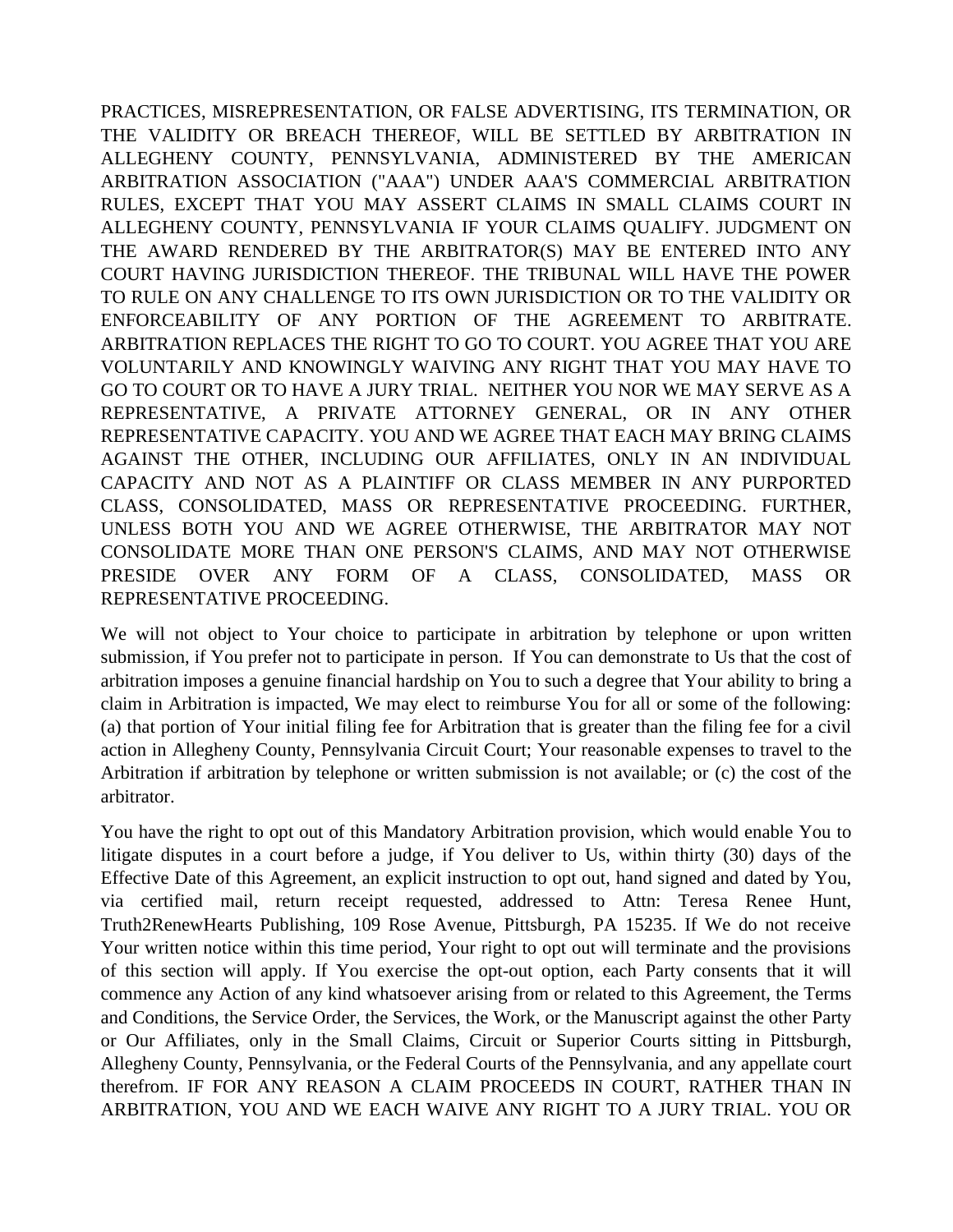PRACTICES, MISREPRESENTATION, OR FALSE ADVERTISING, ITS TERMINATION, OR THE VALIDITY OR BREACH THEREOF, WILL BE SETTLED BY ARBITRATION IN ALLEGHENY COUNTY, PENNSYLVANIA, ADMINISTERED BY THE AMERICAN ARBITRATION ASSOCIATION ("AAA") UNDER AAA'S COMMERCIAL ARBITRATION RULES, EXCEPT THAT YOU MAY ASSERT CLAIMS IN SMALL CLAIMS COURT IN ALLEGHENY COUNTY, PENNSYLVANIA IF YOUR CLAIMS QUALIFY. JUDGMENT ON THE AWARD RENDERED BY THE ARBITRATOR(S) MAY BE ENTERED INTO ANY COURT HAVING JURISDICTION THEREOF. THE TRIBUNAL WILL HAVE THE POWER TO RULE ON ANY CHALLENGE TO ITS OWN JURISDICTION OR TO THE VALIDITY OR ENFORCEABILITY OF ANY PORTION OF THE AGREEMENT TO ARBITRATE. ARBITRATION REPLACES THE RIGHT TO GO TO COURT. YOU AGREE THAT YOU ARE VOLUNTARILY AND KNOWINGLY WAIVING ANY RIGHT THAT YOU MAY HAVE TO GO TO COURT OR TO HAVE A JURY TRIAL. NEITHER YOU NOR WE MAY SERVE AS A REPRESENTATIVE, A PRIVATE ATTORNEY GENERAL, OR IN ANY OTHER REPRESENTATIVE CAPACITY. YOU AND WE AGREE THAT EACH MAY BRING CLAIMS AGAINST THE OTHER, INCLUDING OUR AFFILIATES, ONLY IN AN INDIVIDUAL CAPACITY AND NOT AS A PLAINTIFF OR CLASS MEMBER IN ANY PURPORTED CLASS, CONSOLIDATED, MASS OR REPRESENTATIVE PROCEEDING. FURTHER, UNLESS BOTH YOU AND WE AGREE OTHERWISE, THE ARBITRATOR MAY NOT CONSOLIDATE MORE THAN ONE PERSON'S CLAIMS, AND MAY NOT OTHERWISE PRESIDE OVER ANY FORM OF A CLASS, CONSOLIDATED, MASS OR REPRESENTATIVE PROCEEDING.

We will not object to Your choice to participate in arbitration by telephone or upon written submission, if You prefer not to participate in person. If You can demonstrate to Us that the cost of arbitration imposes a genuine financial hardship on You to such a degree that Your ability to bring a claim in Arbitration is impacted, We may elect to reimburse You for all or some of the following: (a) that portion of Your initial filing fee for Arbitration that is greater than the filing fee for a civil action in Allegheny County, Pennsylvania Circuit Court; Your reasonable expenses to travel to the Arbitration if arbitration by telephone or written submission is not available; or (c) the cost of the arbitrator.

You have the right to opt out of this Mandatory Arbitration provision, which would enable You to litigate disputes in a court before a judge, if You deliver to Us, within thirty (30) days of the Effective Date of this Agreement, an explicit instruction to opt out, hand signed and dated by You, via certified mail, return receipt requested, addressed to Attn: Teresa Renee Hunt, Truth2RenewHearts Publishing, 109 Rose Avenue, Pittsburgh, PA 15235. If We do not receive Your written notice within this time period, Your right to opt out will terminate and the provisions of this section will apply. If You exercise the opt-out option, each Party consents that it will commence any Action of any kind whatsoever arising from or related to this Agreement, the Terms and Conditions, the Service Order, the Services, the Work, or the Manuscript against the other Party or Our Affiliates, only in the Small Claims, Circuit or Superior Courts sitting in Pittsburgh, Allegheny County, Pennsylvania, or the Federal Courts of the Pennsylvania, and any appellate court therefrom. IF FOR ANY REASON A CLAIM PROCEEDS IN COURT, RATHER THAN IN ARBITRATION, YOU AND WE EACH WAIVE ANY RIGHT TO A JURY TRIAL. YOU OR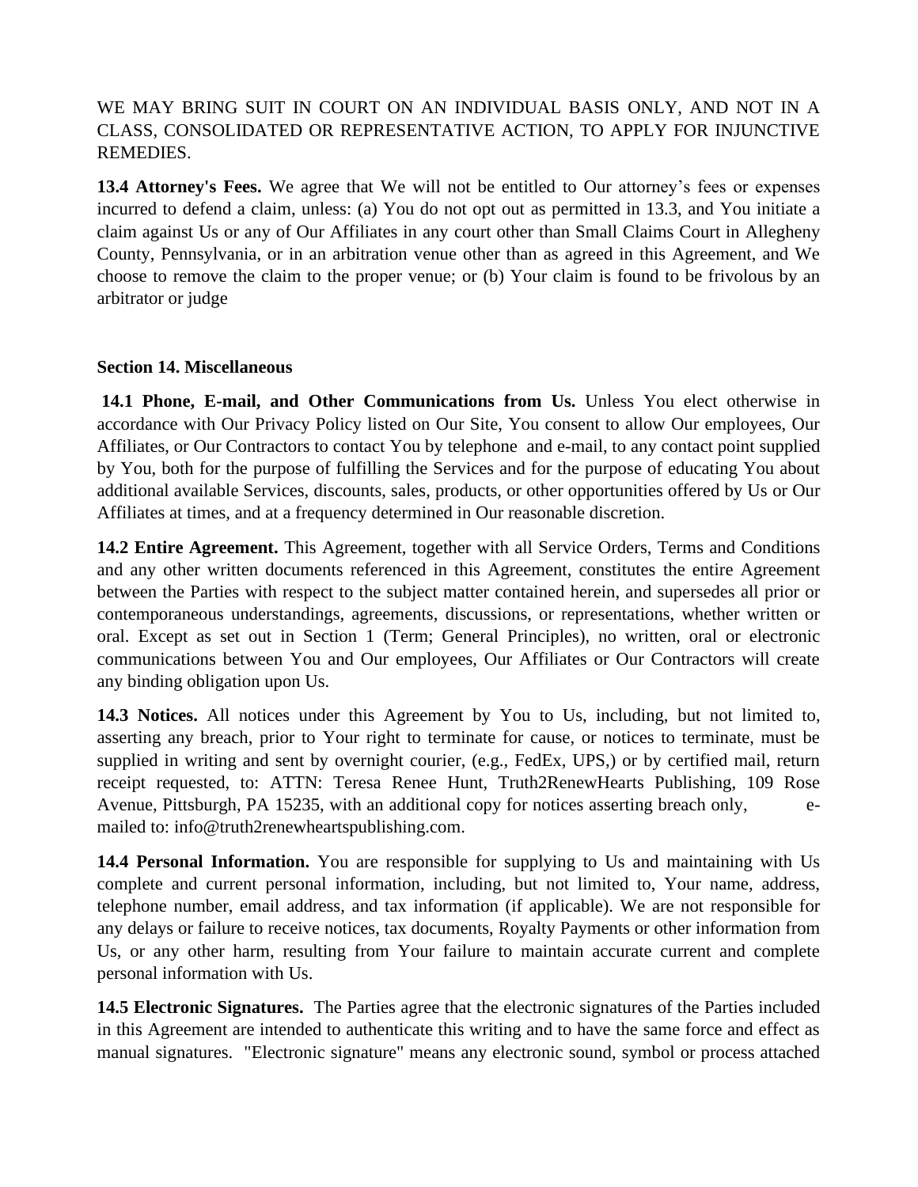WE MAY BRING SUIT IN COURT ON AN INDIVIDUAL BASIS ONLY, AND NOT IN A CLASS, CONSOLIDATED OR REPRESENTATIVE ACTION, TO APPLY FOR INJUNCTIVE REMEDIES.

**13.4 Attorney's Fees.** We agree that We will not be entitled to Our attorney's fees or expenses incurred to defend a claim, unless: (a) You do not opt out as permitted in 13.3, and You initiate a claim against Us or any of Our Affiliates in any court other than Small Claims Court in Allegheny County, Pennsylvania, or in an arbitration venue other than as agreed in this Agreement, and We choose to remove the claim to the proper venue; or (b) Your claim is found to be frivolous by an arbitrator or judge

**Section 14. Miscellaneous**

**14.1 Phone, E-mail, and Other Communications from Us.** Unless You elect otherwise in accordance with Our Privacy Policy listed on Our Site, You consent to allow Our employees, Our Affiliates, or Our Contractors to contact You by telephone and e-mail, to any contact point supplied by You, both for the purpose of fulfilling the Services and for the purpose of educating You about additional available Services, discounts, sales, products, or other opportunities offered by Us or Our Affiliates at times, and at a frequency determined in Our reasonable discretion.

**14.2 Entire Agreement.** This Agreement, together with all Service Orders, Terms and Conditions and any other written documents referenced in this Agreement, constitutes the entire Agreement between the Parties with respect to the subject matter contained herein, and supersedes all prior or contemporaneous understandings, agreements, discussions, or representations, whether written or oral. Except as set out in Section 1 (Term; General Principles), no written, oral or electronic communications between You and Our employees, Our Affiliates or Our Contractors will create any binding obligation upon Us.

**14.3 Notices.** All notices under this Agreement by You to Us, including, but not limited to, asserting any breach, prior to Your right to terminate for cause, or notices to terminate, must be supplied in writing and sent by overnight courier, (e.g., FedEx, UPS,) or by certified mail, return receipt requested, to: ATTN: Teresa Renee Hunt, Truth2RenewHearts Publishing, 109 Rose Avenue, Pittsburgh, PA 15235, with an additional copy for notices asserting breach only, e-mailed to: info@truth2renewheartspublishing.com.

**14.4 Personal Information.** You are responsible for supplying to Us and maintaining with Us complete and current personal information, including, but not limited to, Your name, address, telephone number, email address, and tax information (if applicable). We are not responsible for any delays or failure to receive notices, tax documents, Royalty Payments or other information from Us, or any other harm, resulting from Your failure to maintain accurate current and complete personal information with Us.

**14.5 Electronic Signatures.** The Parties agree that the electronic signatures of the Parties included in this Agreement are intended to authenticate this writing and to have the same force and effect as manual signatures. "Electronic signature" means any electronic sound, symbol or process attached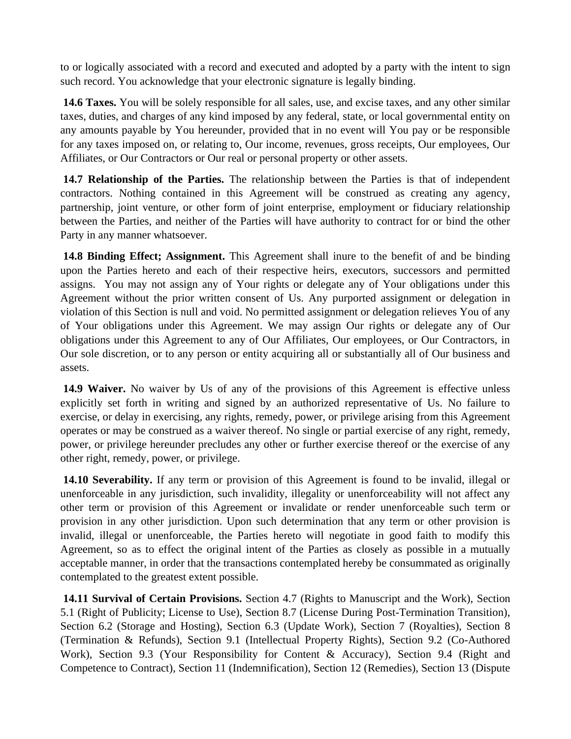to or logically associated with a record and executed and adopted by a party with the intent to sign such record. You acknowledge that your electronic signature is legally binding.

**14.6 Taxes.** You will be solely responsible for all sales, use, and excise taxes, and any other similar taxes, duties, and charges of any kind imposed by any federal, state, or local governmental entity on any amounts payable by You hereunder, provided that in no event will You pay or be responsible for any taxes imposed on, or relating to, Our income, revenues, gross receipts, Our employees, Our Affiliates, or Our Contractors or Our real or personal property or other assets.

**14.7 Relationship of the Parties.** The relationship between the Parties is that of independent contractors. Nothing contained in this Agreement will be construed as creating any agency, partnership, joint venture, or other form of joint enterprise, employment or fiduciary relationship between the Parties, and neither of the Parties will have authority to contract for or bind the other Party in any manner whatsoever.

**14.8 Binding Effect; Assignment.** This Agreement shall inure to the benefit of and be binding upon the Parties hereto and each of their respective heirs, executors, successors and permitted assigns. You may not assign any of Your rights or delegate any of Your obligations under this Agreement without the prior written consent of Us. Any purported assignment or delegation in violation of this Section is null and void. No permitted assignment or delegation relieves You of any of Your obligations under this Agreement. We may assign Our rights or delegate any of Our obligations under this Agreement to any of Our Affiliates, Our employees, or Our Contractors, in Our sole discretion, or to any person or entity acquiring all or substantially all of Our business and assets.

**14.9 Waiver.** No waiver by Us of any of the provisions of this Agreement is effective unless explicitly set forth in writing and signed by an authorized representative of Us. No failure to exercise, or delay in exercising, any rights, remedy, power, or privilege arising from this Agreement operates or may be construed as a waiver thereof. No single or partial exercise of any right, remedy, power, or privilege hereunder precludes any other or further exercise thereof or the exercise of any other right, remedy, power, or privilege.

**14.10 Severability.** If any term or provision of this Agreement is found to be invalid, illegal or unenforceable in any jurisdiction, such invalidity, illegality or unenforceability will not affect any other term or provision of this Agreement or invalidate or render unenforceable such term or provision in any other jurisdiction. Upon such determination that any term or other provision is invalid, illegal or unenforceable, the Parties hereto will negotiate in good faith to modify this Agreement, so as to effect the original intent of the Parties as closely as possible in a mutually acceptable manner, in order that the transactions contemplated hereby be consummated as originally contemplated to the greatest extent possible.

**14.11 Survival of Certain Provisions.** Section 4.7 (Rights to Manuscript and the Work), Section 5.1 (Right of Publicity; License to Use), Section 8.7 (License During Post-Termination Transition), Section 6.2 (Storage and Hosting), Section 6.3 (Update Work), Section 7 (Royalties), Section 8 (Termination & Refunds), Section 9.1 (Intellectual Property Rights), Section 9.2 (Co-Authored Work), Section 9.3 (Your Responsibility for Content & Accuracy), Section 9.4 (Right and Competence to Contract), Section 11 (Indemnification), Section 12 (Remedies), Section 13 (Dispute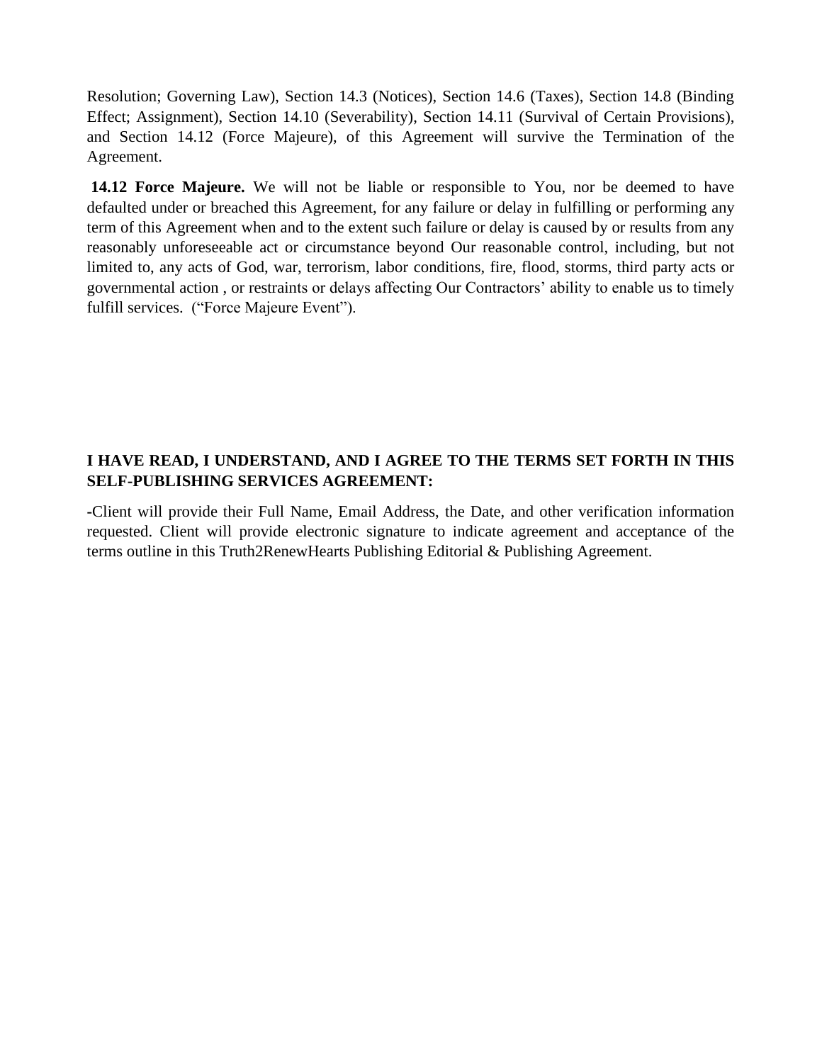Resolution; Governing Law), Section 14.3 (Notices), Section 14.6 (Taxes), Section 14.8 (Binding Effect; Assignment), Section 14.10 (Severability), Section 14.11 (Survival of Certain Provisions), and Section 14.12 (Force Majeure), of this Agreement will survive the Termination of the Agreement.

**14.12 Force Majeure.** We will not be liable or responsible to You, nor be deemed to have defaulted under or breached this Agreement, for any failure or delay in fulfilling or performing any term of this Agreement when and to the extent such failure or delay is caused by or results from any reasonably unforeseeable act or circumstance beyond Our reasonable control, including, but not limited to, any acts of God, war, terrorism, labor conditions, fire, flood, storms, third party acts or governmental action , or restraints or delays affecting Our Contractors' ability to enable us to timely fulfill services. ("Force Majeure Event").

**I HAVE READ, I UNDERSTAND, AND I AGREE TO THE TERMS SET FORTH IN THIS SELF-PUBLISHING SERVICES AGREEMENT:**

-Client will provide their Full Name, Email Address, the Date, and other verification information requested. Client will provide electronic signature to indicate agreement and acceptance of the terms outline in this Truth2RenewHearts Publishing Editorial & Publishing Agreement.